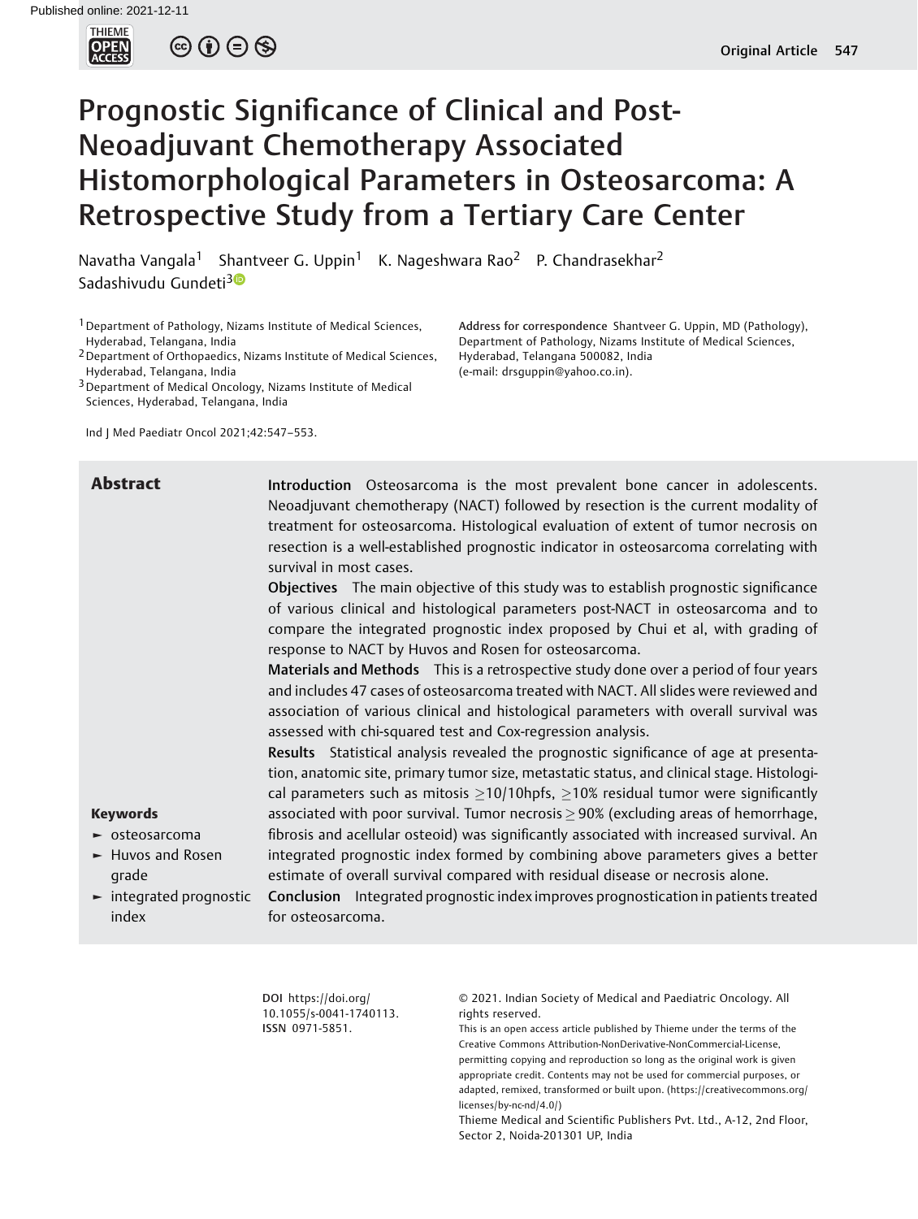# Prognostic Significance of Clinical and Post-Neoadjuvant Chemotherapy Associated Histomorphological Parameters in Osteosarcoma: A Retrospective Study from a Tertiary Care Center

Navatha Vangala[1] Shantveer G. Uppin[1] K. Nageshwara Rao[2] P. Chandrasekhar[2] Sadashivudu Gundeti[3]

[1] Department of Pathology, Nizams Institute of Medical Sciences, Hyderabad, Telangana, India
[2] Department of Orthopaedics, Nizams Institute of Medical Sciences, Hyderabad, Telangana, India
[3] Department of Medical Oncology, Nizams Institute of Medical Sciences, Hyderabad, Telangana, India

**Address for correspondence** Shantveer G. Uppin, MD (Pathology), Department of Pathology, Nizams Institute of Medical Sciences, Hyderabad, Telangana 500082, India (e-mail: drsguppin@yahoo.co.in).

Ind J Med Paediatr Oncol 2021;42:547–553.

## Abstract

**Introduction** Osteosarcoma is the most prevalent bone cancer in adolescents. Neoadjuvant chemotherapy (NACT) followed by resection is the current modality of treatment for osteosarcoma. Histological evaluation of extent of tumor necrosis on resection is a well-established prognostic indicator in osteosarcoma correlating with survival in most cases.

**Objectives** The main objective of this study was to establish prognostic significance of various clinical and histological parameters post-NACT in osteosarcoma and to compare the integrated prognostic index proposed by Chui et al, with grading of response to NACT by Huvos and Rosen for osteosarcoma.

**Materials and Methods** This is a retrospective study done over a period of four years and includes 47 cases of osteosarcoma treated with NACT. All slides were reviewed and association of various clinical and histological parameters with overall survival was assessed with chi-squared test and Cox-regression analysis.

**Results** Statistical analysis revealed the prognostic significance of age at presentation, anatomic site, primary tumor size, metastatic status, and clinical stage. Histological parameters such as mitosis $\geq$10/10hpfs, $\geq$10% residual tumor were significantly associated with poor survival. Tumor necrosis $\geq$ 90% (excluding areas of hemorrhage, fibrosis and acellular osteoid) was significantly associated with increased survival. An integrated prognostic index formed by combining above parameters gives a better estimate of overall survival compared with residual disease or necrosis alone.

**Conclusion** Integrated prognostic index improves prognostication in patients treated for osteosarcoma.

**Keywords**
- osteosarcoma
- Huvos and Rosen grade
- integrated prognostic index

DOI https://doi.org/10.1055/s-0041-1740113.
ISSN 0971-5851.

© 2021. Indian Society of Medical and Paediatric Oncology. All rights reserved.
This is an open access article published by Thieme under the terms of the Creative Commons Attribution-NonDerivative-NonCommercial-License, permitting copying and reproduction so long as the original work is given appropriate credit. Contents may not be used for commercial purposes, or adapted, remixed, transformed or built upon. (https://creativecommons.org/licenses/by-nc-nd/4.0/)
Thieme Medical and Scientific Publishers Pvt. Ltd., A-12, 2nd Floor, Sector 2, Noida-201301 UP, India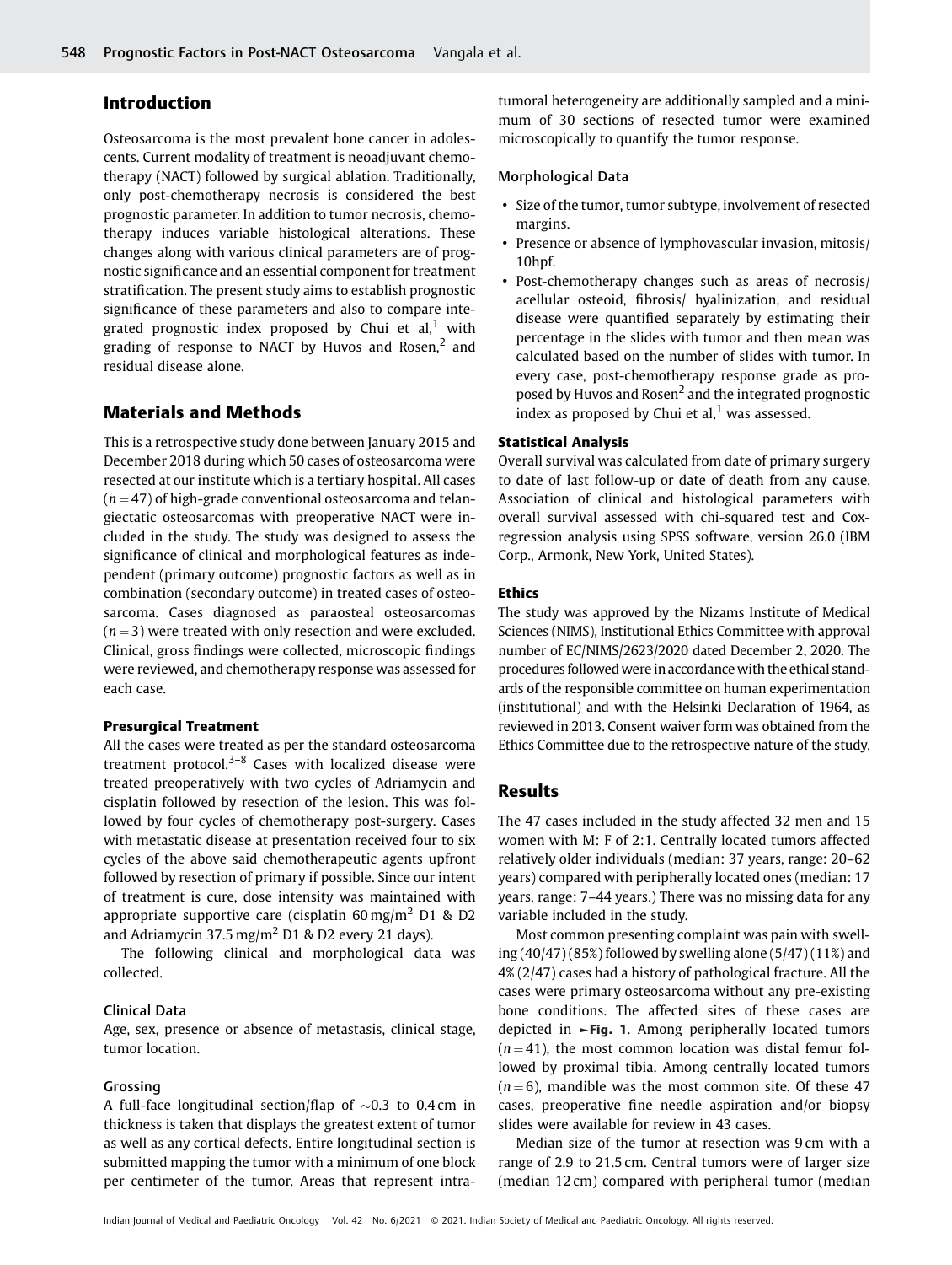## Introduction

Osteosarcoma is the most prevalent bone cancer in adolescents. Current modality of treatment is neoadjuvant chemotherapy (NACT) followed by surgical ablation. Traditionally, only post-chemotherapy necrosis is considered the best prognostic parameter. In addition to tumor necrosis, chemotherapy induces variable histological alterations. These changes along with various clinical parameters are of prognostic significance and an essential component for treatment stratification. The present study aims to establish prognostic significance of these parameters and also to compare integrated prognostic index proposed by Chui et al,[1] with grading of response to NACT by Huvos and Rosen,[2] and residual disease alone.

## Materials and Methods

This is a retrospective study done between January 2015 and December 2018 during which 50 cases of osteosarcoma were resected at our institute which is a tertiary hospital. All cases ($n = 47$) of high-grade conventional osteosarcoma and telangiectatic osteosarcomas with preoperative NACT were included in the study. The study was designed to assess the significance of clinical and morphological features as independent (primary outcome) prognostic factors as well as in combination (secondary outcome) in treated cases of osteosarcoma. Cases diagnosed as paraosteal osteosarcomas ($n = 3$) were treated with only resection and were excluded. Clinical, gross findings were collected, microscopic findings were reviewed, and chemotherapy response was assessed for each case.

### Presurgical Treatment

All the cases were treated as per the standard osteosarcoma treatment protocol.[3–8] Cases with localized disease were treated preoperatively with two cycles of Adriamycin and cisplatin followed by resection of the lesion. This was followed by four cycles of chemotherapy post-surgery. Cases with metastatic disease at presentation received four to six cycles of the above said chemotherapeutic agents upfront followed by resection of primary if possible. Since our intent of treatment is cure, dose intensity was maintained with appropriate supportive care (cisplatin 60 mg/m$^2$ D1 & D2 and Adriamycin 37.5 mg/m$^2$ D1 & D2 every 21 days).

The following clinical and morphological data was collected.

#### Clinical Data

Age, sex, presence or absence of metastasis, clinical stage, tumor location.

#### Grossing

A full-face longitudinal section/flap of ~0.3 to 0.4 cm in thickness is taken that displays the greatest extent of tumor as well as any cortical defects. Entire longitudinal section is submitted mapping the tumor with a minimum of one block per centimeter of the tumor. Areas that represent intratumoral heterogeneity are additionally sampled and a minimum of 30 sections of resected tumor were examined microscopically to quantify the tumor response.

#### Morphological Data

- Size of the tumor, tumor subtype, involvement of resected margins.
- Presence or absence of lymphovascular invasion, mitosis/10hpf.
- Post-chemotherapy changes such as areas of necrosis/acellular osteoid, fibrosis/ hyalinization, and residual disease were quantified separately by estimating their percentage in the slides with tumor and then mean was calculated based on the number of slides with tumor. In every case, post-chemotherapy response grade as proposed by Huvos and Rosen[2] and the integrated prognostic index as proposed by Chui et al,[1] was assessed.

### Statistical Analysis

Overall survival was calculated from date of primary surgery to date of last follow-up or date of death from any cause. Association of clinical and histological parameters with overall survival assessed with chi-squared test and Cox-regression analysis using SPSS software, version 26.0 (IBM Corp., Armonk, New York, United States).

### Ethics

The study was approved by the Nizams Institute of Medical Sciences (NIMS), Institutional Ethics Committee with approval number of EC/NIMS/2623/2020 dated December 2, 2020. The procedures followed were in accordance with the ethical standards of the responsible committee on human experimentation (institutional) and with the Helsinki Declaration of 1964, as reviewed in 2013. Consent waiver form was obtained from the Ethics Committee due to the retrospective nature of the study.

## Results

The 47 cases included in the study affected 32 men and 15 women with M: F of 2:1. Centrally located tumors affected relatively older individuals (median: 37 years, range: 20–62 years) compared with peripherally located ones (median: 17 years, range: 7–44 years.) There was no missing data for any variable included in the study.

Most common presenting complaint was pain with swelling (40/47) (85%) followed by swelling alone (5/47) (11%) and 4% (2/47) cases had a history of pathological fracture. All the cases were primary osteosarcoma without any pre-existing bone conditions. The affected sites of these cases are depicted in ►Fig. 1. Among peripherally located tumors ($n = 41$), the most common location was distal femur followed by proximal tibia. Among centrally located tumors ($n = 6$), mandible was the most common site. Of these 47 cases, preoperative fine needle aspiration and/or biopsy slides were available for review in 43 cases.

Median size of the tumor at resection was 9 cm with a range of 2.9 to 21.5 cm. Central tumors were of larger size (median 12 cm) compared with peripheral tumor (median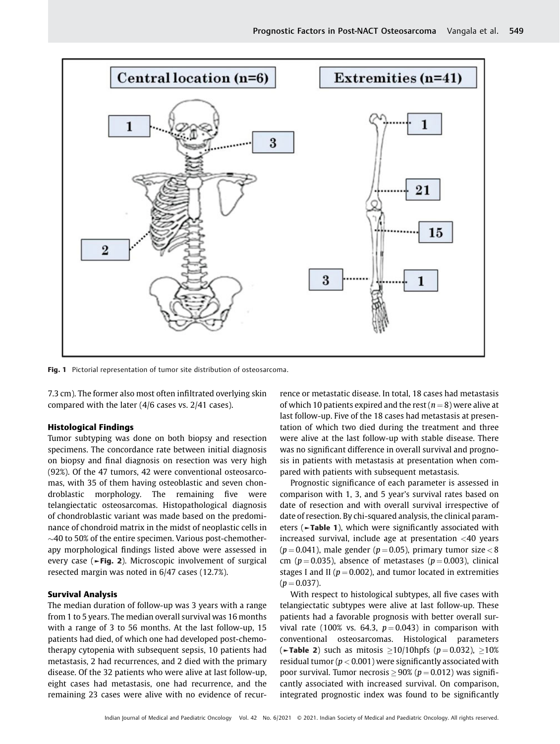Fig. 1 Pictorial representation of tumor site distribution of osteosarcoma.

7.3 cm). The former also most often infiltrated overlying skin compared with the later (4/6 cases vs. 2/41 cases).

### Histological Findings

Tumor subtyping was done on both biopsy and resection specimens. The concordance rate between initial diagnosis on biopsy and final diagnosis on resection was very high (92%). Of the 47 tumors, 42 were conventional osteosarcomas, with 35 of them having osteoblastic and seven chondroblastic morphology. The remaining five were telangiectatic osteosarcomas. Histopathological diagnosis of chondroblastic variant was made based on the predominance of chondroid matrix in the midst of neoplastic cells in ~40 to 50% of the entire specimen. Various post-chemotherapy morphological findings listed above were assessed in every case (►**Fig. 2**). Microscopic involvement of surgical resected margin was noted in 6/47 cases (12.7%).

### Survival Analysis

The median duration of follow-up was 3 years with a range from 1 to 5 years. The median overall survival was 16 months with a range of 3 to 56 months. At the last follow-up, 15 patients had died, of which one had developed post-chemotherapy cytopenia with subsequent sepsis, 10 patients had metastasis, 2 had recurrences, and 2 died with the primary disease. Of the 32 patients who were alive at last follow-up, eight cases had metastasis, one had recurrence, and the remaining 23 cases were alive with no evidence of recurrence or metastatic disease. In total, 18 cases had metastasis of which 10 patients expired and the rest ($n = 8$) were alive at last follow-up. Five of the 18 cases had metastasis at presentation of which two died during the treatment and three were alive at the last follow-up with stable disease. There was no significant difference in overall survival and prognosis in patients with metastasis at presentation when compared with patients with subsequent metastasis.

Prognostic significance of each parameter is assessed in comparison with 1, 3, and 5 year's survival rates based on date of resection and with overall survival irrespective of date of resection. By chi-squared analysis, the clinical parameters (►**Table 1**), which were significantly associated with increased survival, include age at presentation <40 years ($p = 0.041$), male gender ($p = 0.05$), primary tumor size < 8 cm ($p = 0.035$), absence of metastases ($p = 0.003$), clinical stages I and II ($p = 0.002$), and tumor located in extremities ($p = 0.037$).

With respect to histological subtypes, all five cases with telangiectatic subtypes were alive at last follow-up. These patients had a favorable prognosis with better overall survival rate (100% vs. 64.3, $p = 0.043$) in comparison with conventional osteosarcomas. Histological parameters (►**Table 2**) such as mitosis ≥10/10hpfs ($p = 0.032$), ≥10% residual tumor ($p < 0.001$) were significantly associated with poor survival. Tumor necrosis ≥ 90% ($p = 0.012$) was significantly associated with increased survival. On comparison, integrated prognostic index was found to be significantly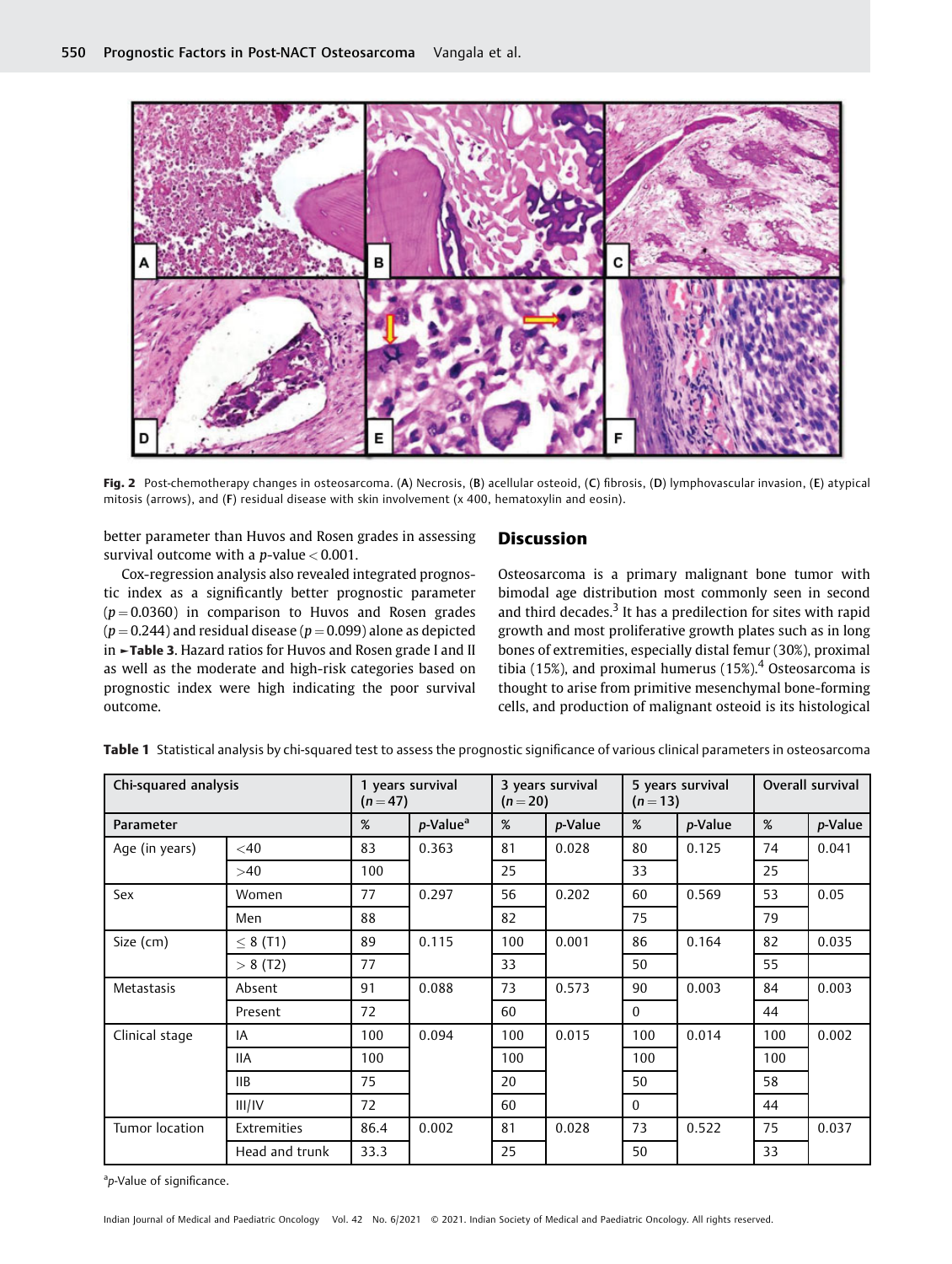Fig. 2 Post-chemotherapy changes in osteosarcoma. (A) Necrosis, (B) acellular osteoid, (C) fibrosis, (D) lymphovascular invasion, (E) atypical mitosis (arrows), and (F) residual disease with skin involvement (x 400, hematoxylin and eosin).

better parameter than Huvos and Rosen grades in assessing survival outcome with a *p*-value < 0.001.

Cox-regression analysis also revealed integrated prognostic index as a significantly better prognostic parameter ($p = 0.0360$) in comparison to Huvos and Rosen grades ($p = 0.244$) and residual disease ($p = 0.099$) alone as depicted in ►Table 3. Hazard ratios for Huvos and Rosen grade I and II as well as the moderate and high-risk categories based on prognostic index were high indicating the poor survival outcome.

## Discussion

Osteosarcoma is a primary malignant bone tumor with bimodal age distribution most commonly seen in second and third decades.[3] It has a predilection for sites with rapid growth and most proliferative growth plates such as in long bones of extremities, especially distal femur (30%), proximal tibia (15%), and proximal humerus (15%).[4] Osteosarcoma is thought to arise from primitive mesenchymal bone-forming cells, and production of malignant osteoid is its histological

**Table 1** Statistical analysis by chi-squared test to assess the prognostic significance of various clinical parameters in osteosarcoma

| Chi-squared analysis | | 1 years survival ($n = 47$) | | 3 years survival ($n = 20$) | | 5 years survival ($n = 13$) | | Overall survival | |
|---|---|---|---|---|---|---|---|---|---|
| Parameter | | % | *p*-Value[a] | % | *p*-Value | % | *p*-Value | % | *p*-Value |
| Age (in years) | <40 | 83 | 0.363 | 81 | 0.028 | 80 | 0.125 | 74 | 0.041 |
| | >40 | 100 | | 25 | | 33 | | 25 | |
| Sex | Women | 77 | 0.297 | 56 | 0.202 | 60 | 0.569 | 53 | 0.05 |
| | Men | 88 | | 82 | | 75 | | 79 | |
| Size (cm) | ≤ 8 (T1) | 89 | 0.115 | 100 | 0.001 | 86 | 0.164 | 82 | 0.035 |
| | > 8 (T2) | 77 | | 33 | | 50 | | 55 | |
| Metastasis | Absent | 91 | 0.088 | 73 | 0.573 | 90 | 0.003 | 84 | 0.003 |
| | Present | 72 | | 60 | | 0 | | 44 | |
| Clinical stage | IA | 100 | 0.094 | 100 | 0.015 | 100 | 0.014 | 100 | 0.002 |
| | IIA | 100 | | 100 | | 100 | | 100 | |
| | IIB | 75 | | 20 | | 50 | | 58 | |
| | III/IV | 72 | | 60 | | 0 | | 44 | |
| Tumor location | Extremities | 86.4 | 0.002 | 81 | 0.028 | 73 | 0.522 | 75 | 0.037 |
| | Head and trunk | 33.3 | | 25 | | 50 | | 33 | |

[a]*p*-Value of significance.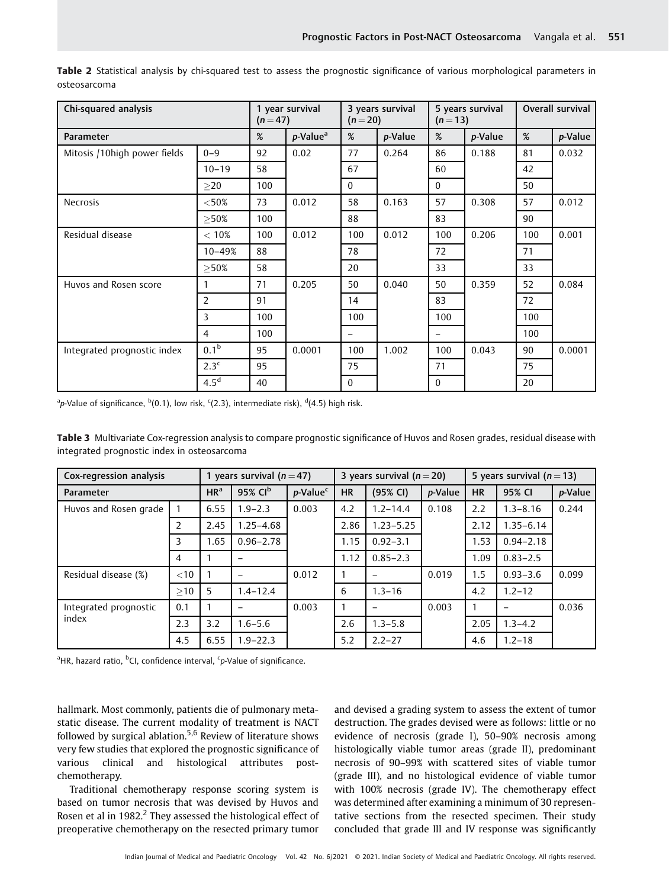**Table 2** Statistical analysis by chi-squared test to assess the prognostic significance of various morphological parameters in osteosarcoma

| Chi-squared analysis | | 1 year survival ($n = 47$) | | 3 years survival ($n = 20$) | | 5 years survival ($n = 13$) | | Overall survival | |
|---|---|---|---|---|---|---|---|---|---|
| Parameter | | % | *p*-Value[a] | % | *p*-Value | % | *p*-Value | % | *p*-Value |
| Mitosis /10high power fields | 0–9 | 92 | 0.02 | 77 | 0.264 | 86 | 0.188 | 81 | 0.032 |
| | 10–19 | 58 | | 67 | | 60 | | 42 | |
| | ≥20 | 100 | | 0 | | 0 | | 50 | |
| Necrosis | <50% | 73 | 0.012 | 58 | 0.163 | 57 | 0.308 | 57 | 0.012 |
| | ≥50% | 100 | | 88 | | 83 | | 90 | |
| Residual disease | < 10% | 100 | 0.012 | 100 | 0.012 | 100 | 0.206 | 100 | 0.001 |
| | 10–49% | 88 | | 78 | | 72 | | 71 | |
| | ≥50% | 58 | | 20 | | 33 | | 33 | |
| Huvos and Rosen score | 1 | 71 | 0.205 | 50 | 0.040 | 50 | 0.359 | 52 | 0.084 |
| | 2 | 91 | | 14 | | 83 | | 72 | |
| | 3 | 100 | | 100 | | 100 | | 100 | |
| | 4 | 100 | | – | | – | | 100 | |
| Integrated prognostic index | 0.1[b] | 95 | 0.0001 | 100 | 1.002 | 100 | 0.043 | 90 | 0.0001 |
| | 2.3[c] | 95 | | 75 | | 71 | | 75 | |
| | 4.5[d] | 40 | | 0 | | 0 | | 20 | |

[a]*p*-Value of significance, [b](0.1), low risk, [c](2.3), intermediate risk), [d](4.5) high risk.

**Table 3** Multivariate Cox-regression analysis to compare prognostic significance of Huvos and Rosen grades, residual disease with integrated prognostic index in osteosarcoma

| Cox-regression analysis | | 1 years survival ($n = 47$) | | | 3 years survival ($n = 20$) | | | 5 years survival ($n = 13$) | | |
|---|---|---|---|---|---|---|---|---|---|---|
| Parameter | | HR[a] | 95% CI[b] | *p*-Value[c] | HR | (95% CI) | *p*-Value | HR | 95% CI | *p*-Value |
| Huvos and Rosen grade | 1 | 6.55 | 1.9–2.3 | 0.003 | 4.2 | 1.2–14.4 | 0.108 | 2.2 | 1.3–8.16 | 0.244 |
| | 2 | 2.45 | 1.25–4.68 | | 2.86 | 1.23–5.25 | | 2.12 | 1.35–6.14 | |
| | 3 | 1.65 | 0.96–2.78 | | 1.15 | 0.92–3.1 | | 1.53 | 0.94–2.18 | |
| | 4 | 1 | – | | 1.12 | 0.85–2.3 | | 1.09 | 0.83–2.5 | |
| Residual disease (%) | <10 | 1 | – | 0.012 | 1 | – | 0.019 | 1.5 | 0.93–3.6 | 0.099 |
| | ≥10 | 5 | 1.4–12.4 | | 6 | 1.3–16 | | 4.2 | 1.2–12 | |
| Integrated prognostic index | 0.1 | 1 | – | 0.003 | 1 | – | 0.003 | 1 | – | 0.036 |
| | 2.3 | 3.2 | 1.6–5.6 | | 2.6 | 1.3–5.8 | | 2.05 | 1.3–4.2 | |
| | 4.5 | 6.55 | 1.9–22.3 | | 5.2 | 2.2–27 | | 4.6 | 1.2–18 | |

[a]HR, hazard ratio, [b]CI, confidence interval, [c]*p*-Value of significance.

hallmark. Most commonly, patients die of pulmonary metastatic disease. The current modality of treatment is NACT followed by surgical ablation.[5,6] Review of literature shows very few studies that explored the prognostic significance of various clinical and histological attributes post-chemotherapy.

Traditional chemotherapy response scoring system is based on tumor necrosis that was devised by Huvos and Rosen et al in 1982.[2] They assessed the histological effect of preoperative chemotherapy on the resected primary tumor and devised a grading system to assess the extent of tumor destruction. The grades devised were as follows: little or no evidence of necrosis (grade I), 50–90% necrosis among histologically viable tumor areas (grade II), predominant necrosis of 90–99% with scattered sites of viable tumor (grade III), and no histological evidence of viable tumor with 100% necrosis (grade IV). The chemotherapy effect was determined after examining a minimum of 30 representative sections from the resected specimen. Their study concluded that grade III and IV response was significantly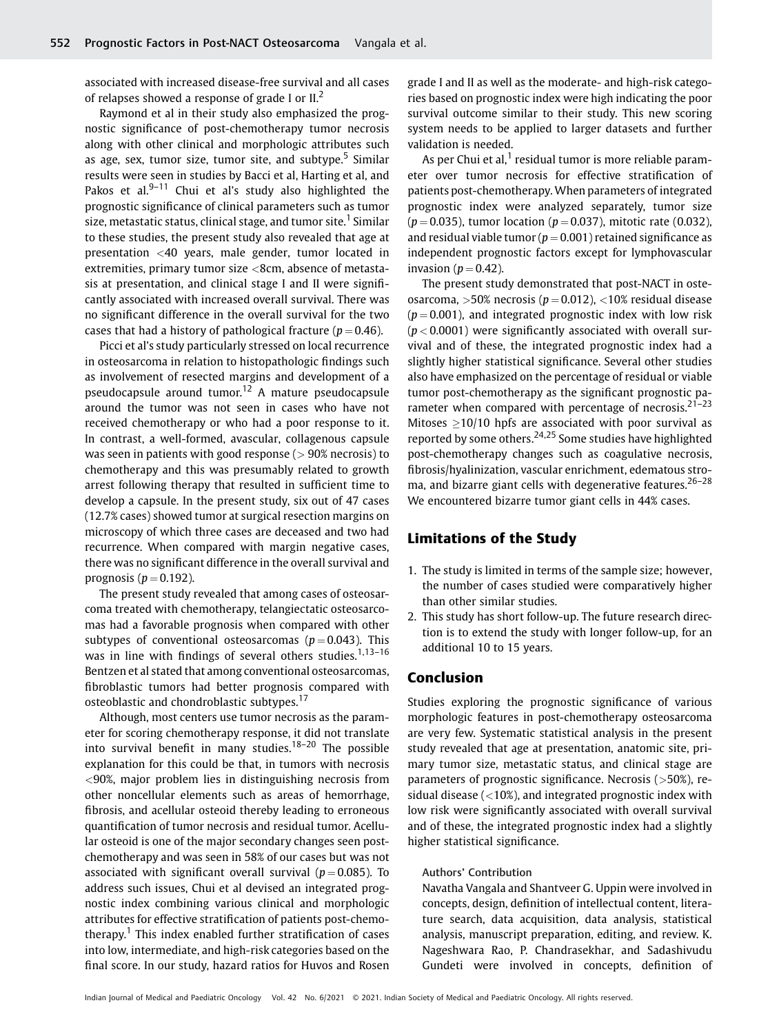associated with increased disease-free survival and all cases of relapses showed a response of grade I or II.[2]

Raymond et al in their study also emphasized the prognostic significance of post-chemotherapy tumor necrosis along with other clinical and morphologic attributes such as age, sex, tumor site, tumor size, and subtype.[5] Similar results were seen in studies by Bacci et al, Harting et al, and Pakos et al.[9–11] Chui et al's study also highlighted the prognostic significance of clinical parameters such as tumor size, metastatic status, clinical stage, and tumor site.[1] Similar to these studies, the present study also revealed that age at presentation <40 years, male gender, tumor located in extremities, primary tumor size <8cm, absence of metastasis at presentation, and clinical stage I and II were significantly associated with increased overall survival. There was no significant difference in the overall survival for the two cases that had a history of pathological fracture ($p = 0.46$).

Picci et al's study particularly stressed on local recurrence in osteosarcoma in relation to histopathologic findings such as involvement of resected margins and development of a pseudocapsule around tumor.[12] A mature pseudocapsule around the tumor was not seen in cases who have not received chemotherapy or who had a poor response to it. In contrast, a well-formed, avascular, collagenous capsule was seen in patients with good response (> 90% necrosis) to chemotherapy and this was presumably related to growth arrest following therapy that resulted in sufficient time to develop a capsule. In the present study, six out of 47 cases (12.7% cases) showed tumor at surgical resection margins on microscopy of which three cases are deceased and two had recurrence. When compared with margin negative cases, there was no significant difference in the overall survival and prognosis ($p = 0.192$).

The present study revealed that among cases of osteosarcoma treated with chemotherapy, telangiectatic osteosarcomas had a favorable prognosis when compared with other subtypes of conventional osteosarcomas ($p = 0.043$). This was in line with findings of several others studies.[1,13–16] Bentzen et al stated that among conventional osteosarcomas, fibroblastic tumors had better prognosis compared with osteoblastic and chondroblastic subtypes.[17]

Although, most centers use tumor necrosis as the parameter for scoring chemotherapy response, it did not translate into survival benefit in many studies.[18–20] The possible explanation for this could be that, in tumors with necrosis <90%, major problem lies in distinguishing necrosis from other noncellular elements such as areas of hemorrhage, fibrosis, and acellular osteoid thereby leading to erroneous quantification of tumor necrosis and residual tumor. Acellular osteoid is one of the major secondary changes seen post-chemotherapy and was seen in 58% of our cases but was not associated with significant overall survival ($p = 0.085$). To address such issues, Chui et al devised an integrated prognostic index combining various clinical and morphologic attributes for effective stratification of patients post-chemotherapy.[1] This index enabled further stratification of cases into low, intermediate, and high-risk categories based on the final score. In our study, hazard ratios for Huvos and Rosen grade I and II as well as the moderate- and high-risk categories based on prognostic index were high indicating the poor survival outcome similar to their study. This new scoring system needs to be applied to larger datasets and further validation is needed.

As per Chui et al,[1] residual tumor is more reliable parameter over tumor necrosis for effective stratification of patients post-chemotherapy. When parameters of integrated prognostic index were analyzed separately, tumor size ($p = 0.035$), tumor location ($p = 0.037$), mitotic rate (0.032), and residual viable tumor ($p = 0.001$) retained significance as independent prognostic factors except for lymphovascular invasion ($p = 0.42$).

The present study demonstrated that post-NACT in osteosarcoma, >50% necrosis ($p = 0.012$), <10% residual disease ($p = 0.001$), and integrated prognostic index with low risk ($p < 0.0001$) were significantly associated with overall survival and of these, the integrated prognostic index had a slightly higher statistical significance. Several other studies also have emphasized on the percentage of residual or viable tumor post-chemotherapy as the significant prognostic parameter when compared with percentage of necrosis.[21–23] Mitoses ≥10/10 hpfs are associated with poor survival as reported by some others.[24,25] Some studies have highlighted post-chemotherapy changes such as coagulative necrosis, fibrosis/hyalinization, vascular enrichment, edematous stroma, and bizarre giant cells with degenerative features.[26–28] We encountered bizarre tumor giant cells in 44% cases.

## Limitations of the Study

1. The study is limited in terms of the sample size; however, the number of cases studied were comparatively higher than other similar studies.
2. This study has short follow-up. The future research direction is to extend the study with longer follow-up, for an additional 10 to 15 years.

## Conclusion

Studies exploring the prognostic significance of various morphologic features in post-chemotherapy osteosarcoma are very few. Systematic statistical analysis in the present study revealed that age at presentation, anatomic site, primary tumor size, metastatic status, and clinical stage are parameters of prognostic significance. Necrosis (>50%), residual disease (<10%), and integrated prognostic index with low risk were significantly associated with overall survival and of these, the integrated prognostic index had a slightly higher statistical significance.

**Authors' Contribution**

Navatha Vangala and Shantveer G. Uppin were involved in concepts, design, definition of intellectual content, literature search, data acquisition, data analysis, statistical analysis, manuscript preparation, editing, and review. K. Nageshwara Rao, P. Chandrasekhar, and Sadashivudu Gundeti were involved in concepts, definition of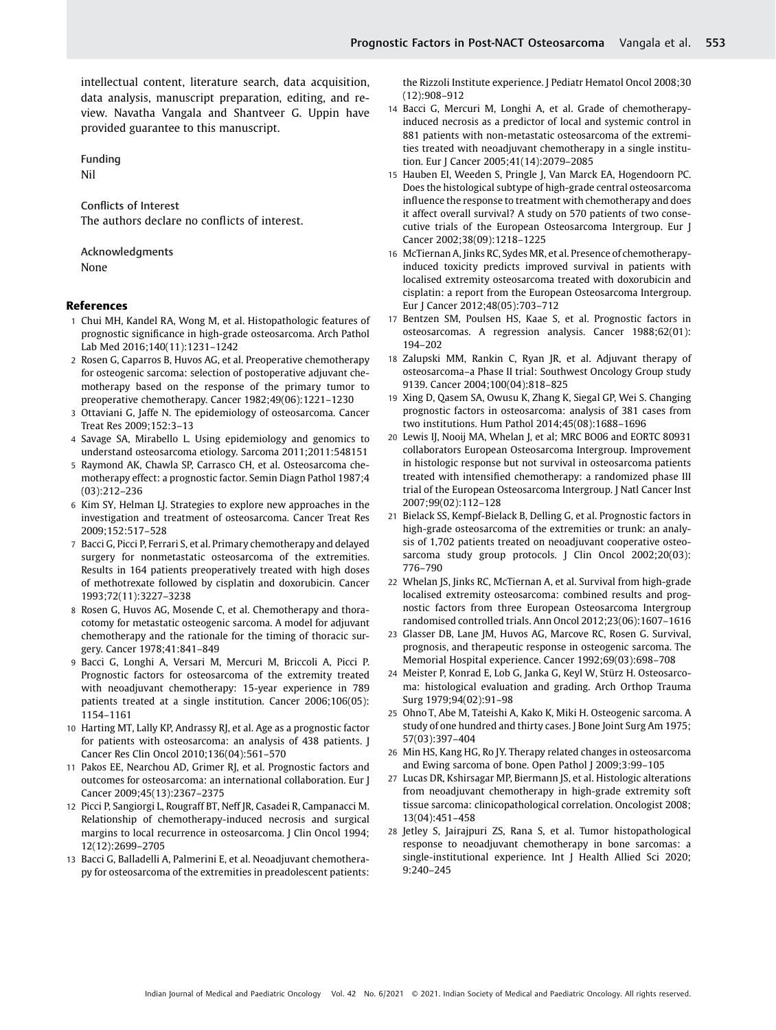intellectual content, literature search, data acquisition, data analysis, manuscript preparation, editing, and review. Navatha Vangala and Shantveer G. Uppin have provided guarantee to this manuscript.

Funding

Nil

Conflicts of Interest

The authors declare no conflicts of interest.

Acknowledgments

None

## References

1. Chui MH, Kandel RA, Wong M, et al. Histopathologic features of prognostic significance in high-grade osteosarcoma. Arch Pathol Lab Med 2016;140(11):1231–1242
2. Rosen G, Caparros B, Huvos AG, et al. Preoperative chemotherapy for osteogenic sarcoma: selection of postoperative adjuvant chemotherapy based on the response of the primary tumor to preoperative chemotherapy. Cancer 1982;49(06):1221–1230
3. Ottaviani G, Jaffe N. The epidemiology of osteosarcoma. Cancer Treat Res 2009;152:3–13
4. Savage SA, Mirabello L. Using epidemiology and genomics to understand osteosarcoma etiology. Sarcoma 2011;2011:548151
5. Raymond AK, Chawla SP, Carrasco CH, et al. Osteosarcoma chemotherapy effect: a prognostic factor. Semin Diagn Pathol 1987;4(03):212–236
6. Kim SY, Helman LJ. Strategies to explore new approaches in the investigation and treatment of osteosarcoma. Cancer Treat Res 2009;152:517–528
7. Bacci G, Picci P, Ferrari S, et al. Primary chemotherapy and delayed surgery for nonmetastatic osteosarcoma of the extremities. Results in 164 patients preoperatively treated with high doses of methotrexate followed by cisplatin and doxorubicin. Cancer 1993;72(11):3227–3238
8. Rosen G, Huvos AG, Mosende C, et al. Chemotherapy and thoracotomy for metastatic osteogenic sarcoma. A model for adjuvant chemotherapy and the rationale for the timing of thoracic surgery. Cancer 1978;41:841–849
9. Bacci G, Longhi A, Versari M, Mercuri M, Briccoli A, Picci P. Prognostic factors for osteosarcoma of the extremity treated with neoadjuvant chemotherapy: 15-year experience in 789 patients treated at a single institution. Cancer 2006;106(05):1154–1161
10. Harting MT, Lally KP, Andrassy RJ, et al. Age as a prognostic factor for patients with osteosarcoma: an analysis of 438 patients. J Cancer Res Clin Oncol 2010;136(04):561–570
11. Pakos EE, Nearchou AD, Grimer RJ, et al. Prognostic factors and outcomes for osteosarcoma: an international collaboration. Eur J Cancer 2009;45(13):2367–2375
12. Picci P, Sangiorgi L, Rougraff BT, Neff JR, Casadei R, Campanacci M. Relationship of chemotherapy-induced necrosis and surgical margins to local recurrence in osteosarcoma. J Clin Oncol 1994;12(12):2699–2705
13. Bacci G, Balladelli A, Palmerini E, et al. Neoadjuvant chemotherapy for osteosarcoma of the extremities in preadolescent patients: the Rizzoli Institute experience. J Pediatr Hematol Oncol 2008;30(12):908–912
14. Bacci G, Mercuri M, Longhi A, et al. Grade of chemotherapy-induced necrosis as a predictor of local and systemic control in 881 patients with non-metastatic osteosarcoma of the extremities treated with neoadjuvant chemotherapy in a single institution. Eur J Cancer 2005;41(14):2079–2085
15. Hauben EI, Weeden S, Pringle J, Van Marck EA, Hogendoorn PC. Does the histological subtype of high-grade central osteosarcoma influence the response to treatment with chemotherapy and does it affect overall survival? A study on 570 patients of two consecutive trials of the European Osteosarcoma Intergroup. Eur J Cancer 2002;38(09):1218–1225
16. McTiernan A, Jinks RC, Sydes MR, et al. Presence of chemotherapy-induced toxicity predicts improved survival in patients with localised extremity osteosarcoma treated with doxorubicin and cisplatin: a report from the European Osteosarcoma Intergroup. Eur J Cancer 2012;48(05):703–712
17. Bentzen SM, Poulsen HS, Kaae S, et al. Prognostic factors in osteosarcomas. A regression analysis. Cancer 1988;62(01):194–202
18. Zalupski MM, Rankin C, Ryan JR, et al. Adjuvant therapy of osteosarcoma–a Phase II trial: Southwest Oncology Group study 9139. Cancer 2004;100(04):818–825
19. Xing D, Qasem SA, Owusu K, Zhang K, Siegal GP, Wei S. Changing prognostic factors in osteosarcoma: analysis of 381 cases from two institutions. Hum Pathol 2014;45(08):1688–1696
20. Lewis IJ, Nooij MA, Whelan J, et al; MRC BO06 and EORTC 80931 collaborators European Osteosarcoma Intergroup. Improvement in histologic response but not survival in osteosarcoma patients treated with intensified chemotherapy: a randomized phase III trial of the European Osteosarcoma Intergroup. J Natl Cancer Inst 2007;99(02):112–128
21. Bielack SS, Kempf-Bielack B, Delling G, et al. Prognostic factors in high-grade osteosarcoma of the extremities or trunk: an analysis of 1,702 patients treated on neoadjuvant cooperative osteosarcoma study group protocols. J Clin Oncol 2002;20(03):776–790
22. Whelan JS, Jinks RC, McTiernan A, et al. Survival from high-grade localised extremity osteosarcoma: combined results and prognostic factors from three European Osteosarcoma Intergroup randomised controlled trials. Ann Oncol 2012;23(06):1607–1616
23. Glasser DB, Lane JM, Huvos AG, Marcove RC, Rosen G. Survival, prognosis, and therapeutic response in osteogenic sarcoma. The Memorial Hospital experience. Cancer 1992;69(03):698–708
24. Meister P, Konrad E, Lob G, Janka G, Keyl W, Stürz H. Osteosarcoma: histological evaluation and grading. Arch Orthop Trauma Surg 1979;94(02):91–98
25. Ohno T, Abe M, Tateishi A, Kako K, Miki H. Osteogenic sarcoma. A study of one hundred and thirty cases. J Bone Joint Surg Am 1975;57(03):397–404
26. Min HS, Kang HG, Ro JY. Therapy related changes in osteosarcoma and Ewing sarcoma of bone. Open Pathol J 2009;3:99–105
27. Lucas DR, Kshirsagar MP, Biermann JS, et al. Histologic alterations from neoadjuvant chemotherapy in high-grade extremity soft tissue sarcoma: clinicopathological correlation. Oncologist 2008;13(04):451–458
28. Jetley S, Jairajpuri ZS, Rana S, et al. Tumor histopathological response to neoadjuvant chemotherapy in bone sarcomas: a single-institutional experience. Int J Health Allied Sci 2020;9:240–245